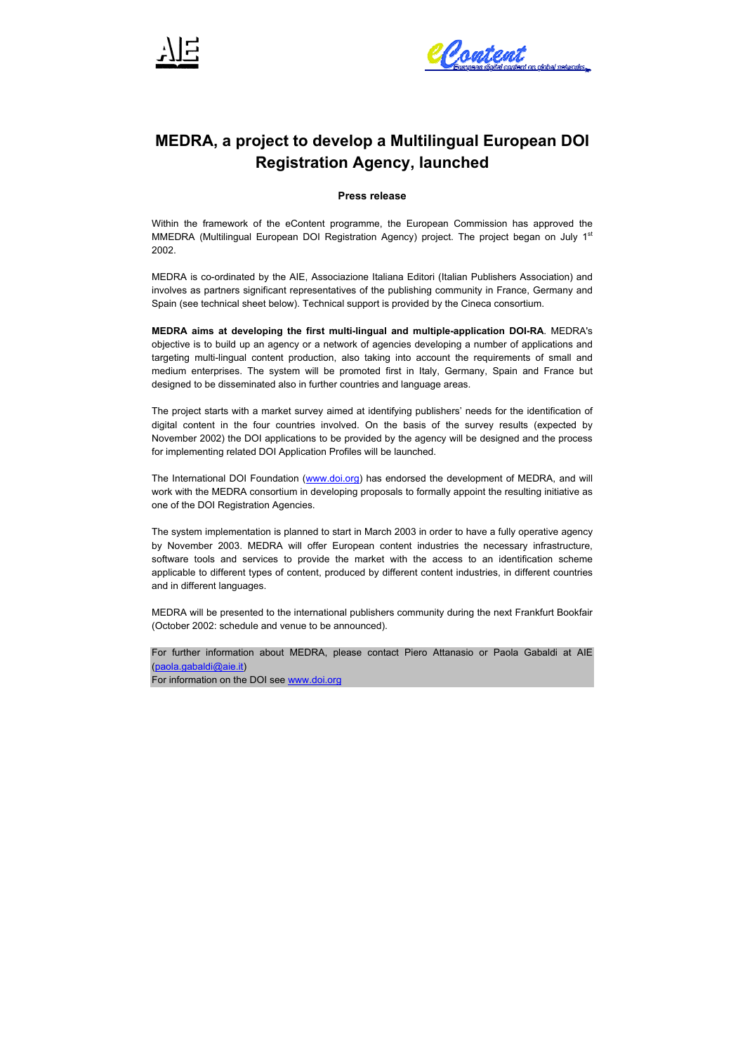# MEDRA, a project to develop a Multilingual European DOI Registration Agency, launched

**Press release**

Within the framework of the eContent programme, the European Commission has approved the MMEDRA (Multilingual European DOI Registration Agency) project. The project began on July 1st 2002.

MEDRA is co-ordinated by the AIE, Associazione Italiana Editori (Italian Publishers Association) and involves as partners significant representatives of the publishing community in France, Germany and Spain (see technical sheet below). Technical support is provided by the Cineca consortium.

**MEDRA aims at developing the first multi-lingual and multiple-application DOI-RA**. MEDRA's objective is to build up an agency or a network of agencies developing a number of applications and targeting multi-lingual content production, also taking into account the requirements of small and medium enterprises. The system will be promoted first in Italy, Germany, Spain and France but designed to be disseminated also in further countries and language areas.

The project starts with a market survey aimed at identifying publishers' needs for the identification of digital content in the four countries involved. On the basis of the survey results (expected by November 2002) the DOI applications to be provided by the agency will be designed and the process for implementing related DOI Application Profiles will be launched.

The International DOI Foundation (www.doi.org) has endorsed the development of MEDRA, and will work with the MEDRA consortium in developing proposals to formally appoint the resulting initiative as one of the DOI Registration Agencies.

The system implementation is planned to start in March 2003 in order to have a fully operative agency by November 2003. MEDRA will offer European content industries the necessary infrastructure, software tools and services to provide the market with the access to an identification scheme applicable to different types of content, produced by different content industries, in different countries and in different languages.

MEDRA will be presented to the international publishers community during the next Frankfurt Bookfair (October 2002: schedule and venue to be announced).

For further information about MEDRA, please contact Piero Attanasio or Paola Gabaldi at AIE (paola.gabaldi@aie.it)
For information on the DOI see www.doi.org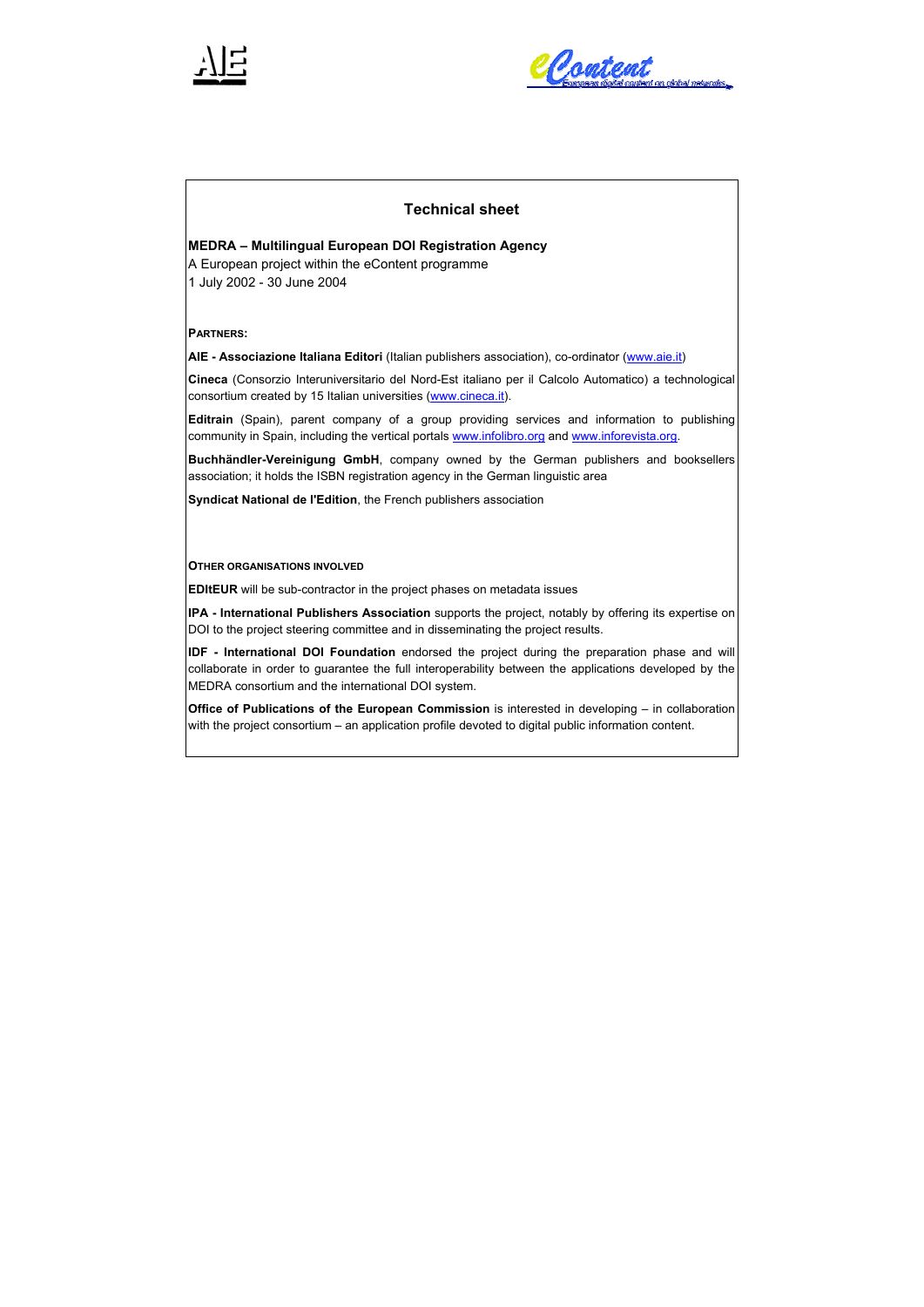## Technical sheet

**MEDRA – Multilingual European DOI Registration Agency**
A European project within the eContent programme
1 July 2002 - 30 June 2004

**PARTNERS:**

**AIE - Associazione Italiana Editori** (Italian publishers association), co-ordinator (www.aie.it)

**Cineca** (Consorzio Interuniversitario del Nord-Est italiano per il Calcolo Automatico) a technological consortium created by 15 Italian universities (www.cineca.it).

**Editrain** (Spain), parent company of a group providing services and information to publishing community in Spain, including the vertical portals www.infolibro.org and www.inforevista.org.

**Buchhändler-Vereinigung GmbH**, company owned by the German publishers and booksellers association; it holds the ISBN registration agency in the German linguistic area

**Syndicat National de l'Edition**, the French publishers association

**OTHER ORGANISATIONS INVOLVED**

**EDItEUR** will be sub-contractor in the project phases on metadata issues

**IPA - International Publishers Association** supports the project, notably by offering its expertise on DOI to the project steering committee and in disseminating the project results.

**IDF - International DOI Foundation** endorsed the project during the preparation phase and will collaborate in order to guarantee the full interoperability between the applications developed by the MEDRA consortium and the international DOI system.

**Office of Publications of the European Commission** is interested in developing – in collaboration with the project consortium – an application profile devoted to digital public information content.